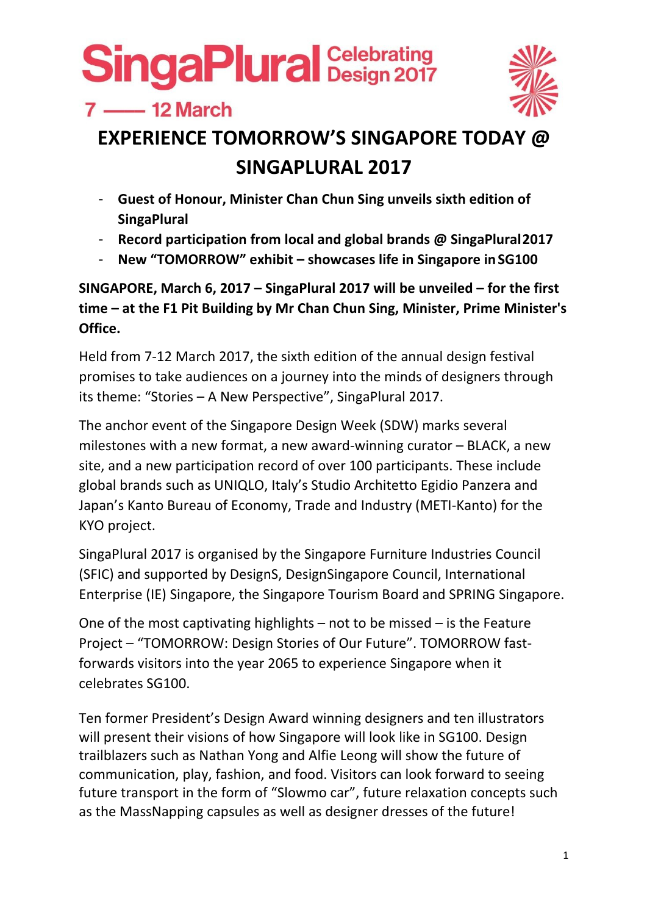SingaPlural Celebrating Design 2017

7 —— 12 March

# EXPERIENCE TOMORROW'S SINGAPORE TODAY @ SINGAPLURAL 2017

- **Guest of Honour, Minister Chan Chun Sing unveils sixth edition of SingaPlural**
- **Record participation from local and global brands @ SingaPlural 2017**
- **New "TOMORROW" exhibit – showcases life in Singapore in SG100**

**SINGAPORE, March 6, 2017 – SingaPlural 2017 will be unveiled – for the first time – at the F1 Pit Building by Mr Chan Chun Sing, Minister, Prime Minister's Office.**

Held from 7-12 March 2017, the sixth edition of the annual design festival promises to take audiences on a journey into the minds of designers through its theme: "Stories – A New Perspective", SingaPlural 2017.

The anchor event of the Singapore Design Week (SDW) marks several milestones with a new format, a new award-winning curator – BLACK, a new site, and a new participation record of over 100 participants. These include global brands such as UNIQLO, Italy's Studio Architetto Egidio Panzera and Japan's Kanto Bureau of Economy, Trade and Industry (METI-Kanto) for the KYO project.

SingaPlural 2017 is organised by the Singapore Furniture Industries Council (SFIC) and supported by DesignS, DesignSingapore Council, International Enterprise (IE) Singapore, the Singapore Tourism Board and SPRING Singapore.

One of the most captivating highlights – not to be missed – is the Feature Project – "TOMORROW: Design Stories of Our Future". TOMORROW fast-forwards visitors into the year 2065 to experience Singapore when it celebrates SG100.

Ten former President's Design Award winning designers and ten illustrators will present their visions of how Singapore will look like in SG100. Design trailblazers such as Nathan Yong and Alfie Leong will show the future of communication, play, fashion, and food. Visitors can look forward to seeing future transport in the form of "Slowmo car", future relaxation concepts such as the MassNapping capsules as well as designer dresses of the future!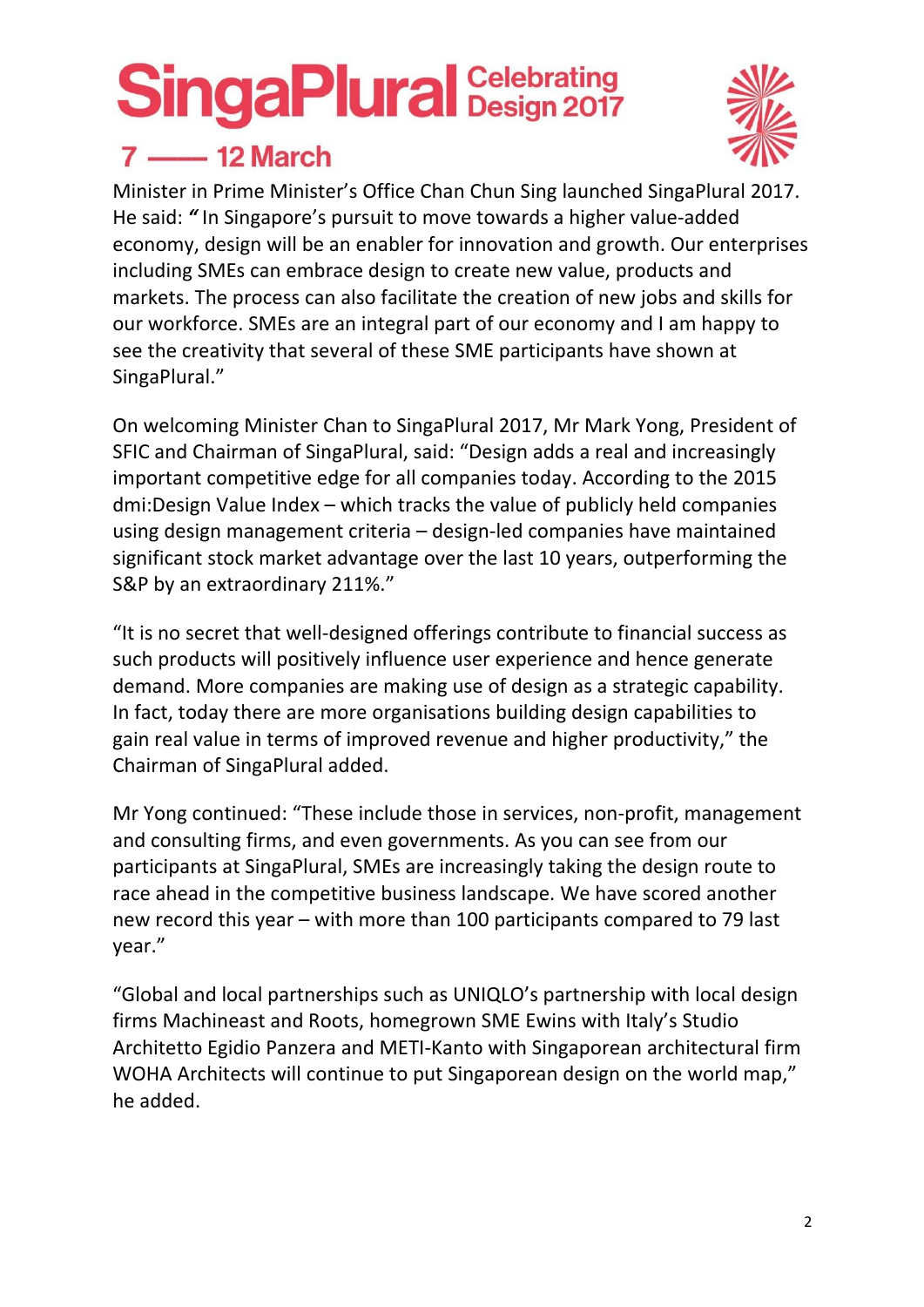Minister in Prime Minister's Office Chan Chun Sing launched SingaPlural 2017. He said: "In Singapore's pursuit to move towards a higher value-added economy, design will be an enabler for innovation and growth. Our enterprises including SMEs can embrace design to create new value, products and markets. The process can also facilitate the creation of new jobs and skills for our workforce. SMEs are an integral part of our economy and I am happy to see the creativity that several of these SME participants have shown at SingaPlural."

On welcoming Minister Chan to SingaPlural 2017, Mr Mark Yong, President of SFIC and Chairman of SingaPlural, said: "Design adds a real and increasingly important competitive edge for all companies today. According to the 2015 dmi:Design Value Index – which tracks the value of publicly held companies using design management criteria – design-led companies have maintained significant stock market advantage over the last 10 years, outperforming the S&P by an extraordinary 211%."

"It is no secret that well-designed offerings contribute to financial success as such products will positively influence user experience and hence generate demand. More companies are making use of design as a strategic capability. In fact, today there are more organisations building design capabilities to gain real value in terms of improved revenue and higher productivity," the Chairman of SingaPlural added.

Mr Yong continued: "These include those in services, non-profit, management and consulting firms, and even governments. As you can see from our participants at SingaPlural, SMEs are increasingly taking the design route to race ahead in the competitive business landscape. We have scored another new record this year – with more than 100 participants compared to 79 last year."

"Global and local partnerships such as UNIQLO's partnership with local design firms Machineast and Roots, homegrown SME Ewins with Italy's Studio Architetto Egidio Panzera and METI-Kanto with Singaporean architectural firm WOHA Architects will continue to put Singaporean design on the world map," he added.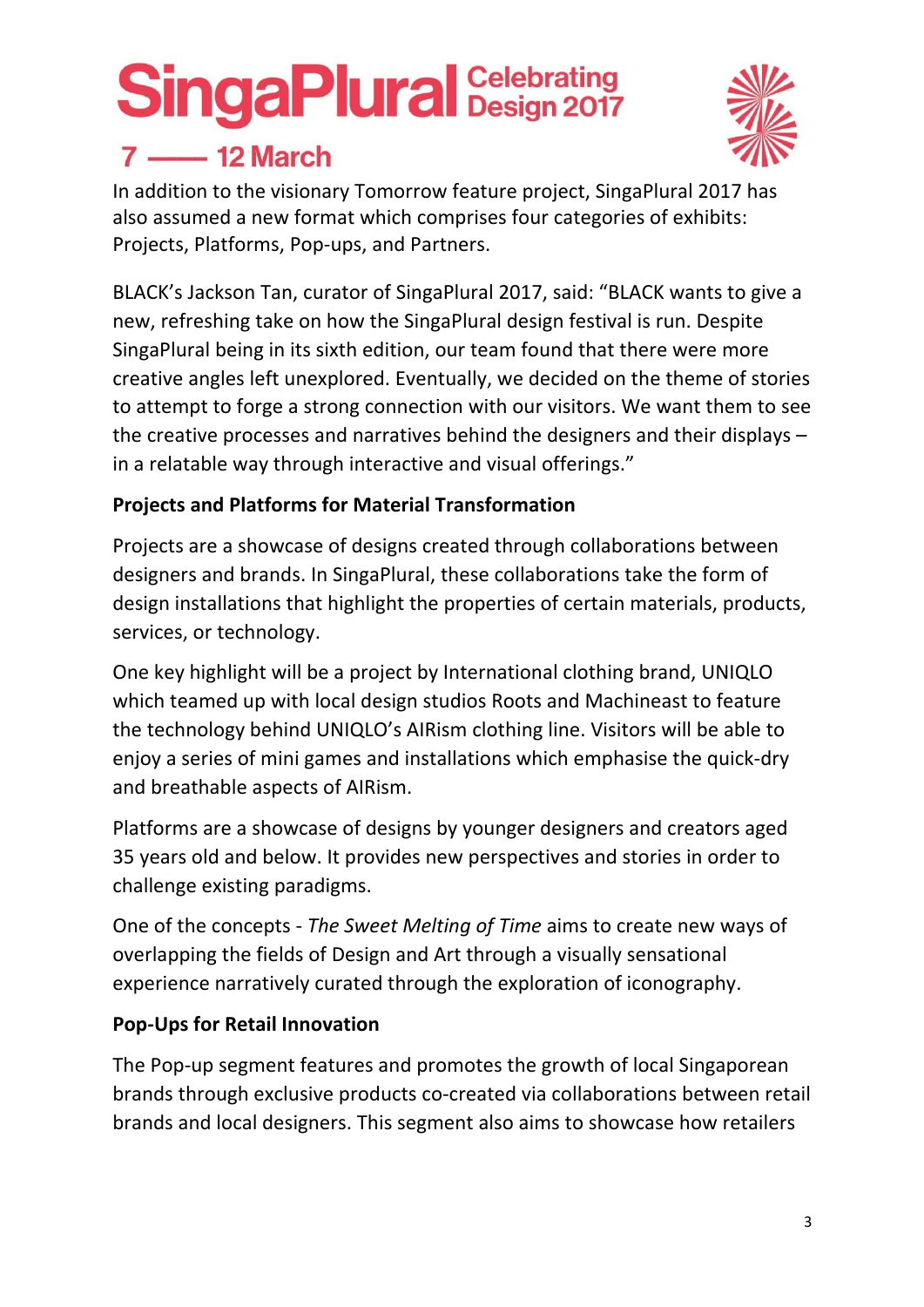In addition to the visionary Tomorrow feature project, SingaPlural 2017 has also assumed a new format which comprises four categories of exhibits: Projects, Platforms, Pop-ups, and Partners.

BLACK's Jackson Tan, curator of SingaPlural 2017, said: "BLACK wants to give a new, refreshing take on how the SingaPlural design festival is run. Despite SingaPlural being in its sixth edition, our team found that there were more creative angles left unexplored. Eventually, we decided on the theme of stories to attempt to forge a strong connection with our visitors. We want them to see the creative processes and narratives behind the designers and their displays – in a relatable way through interactive and visual offerings."

**Projects and Platforms for Material Transformation**

Projects are a showcase of designs created through collaborations between designers and brands. In SingaPlural, these collaborations take the form of design installations that highlight the properties of certain materials, products, services, or technology.

One key highlight will be a project by International clothing brand, UNIQLO which teamed up with local design studios Roots and Machineast to feature the technology behind UNIQLO's AIRism clothing line. Visitors will be able to enjoy a series of mini games and installations which emphasise the quick-dry and breathable aspects of AIRism.

Platforms are a showcase of designs by younger designers and creators aged 35 years old and below. It provides new perspectives and stories in order to challenge existing paradigms.

One of the concepts - *The Sweet Melting of Time* aims to create new ways of overlapping the fields of Design and Art through a visually sensational experience narratively curated through the exploration of iconography.

**Pop-Ups for Retail Innovation**

The Pop-up segment features and promotes the growth of local Singaporean brands through exclusive products co-created via collaborations between retail brands and local designers. This segment also aims to showcase how retailers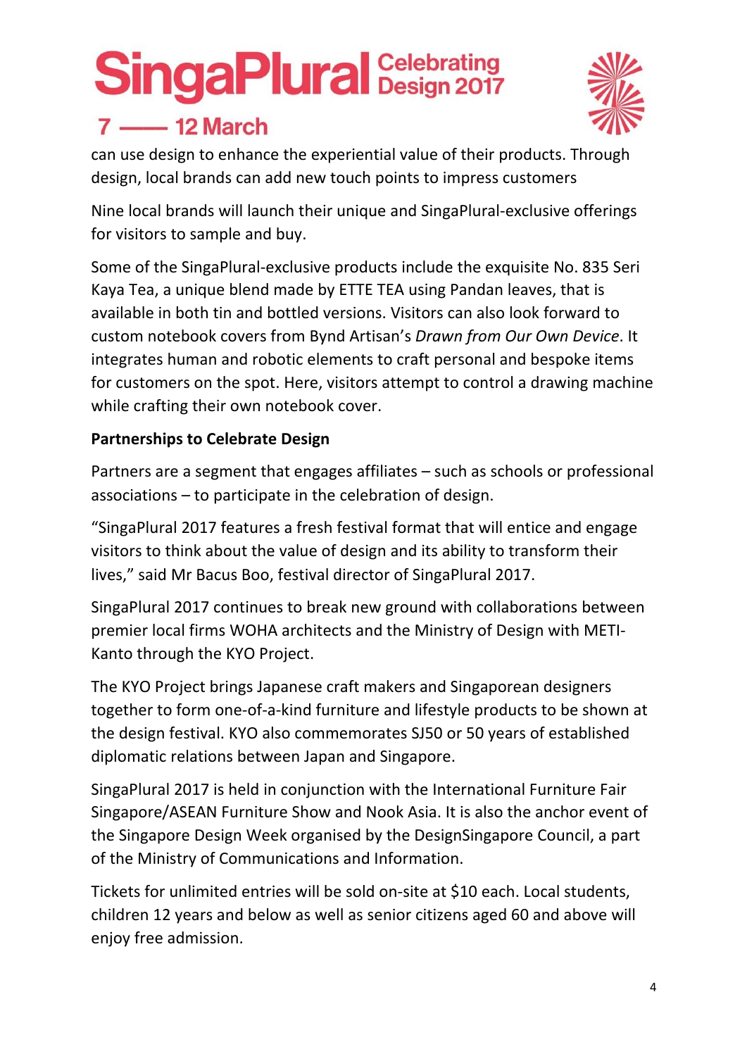can use design to enhance the experiential value of their products. Through design, local brands can add new touch points to impress customers

Nine local brands will launch their unique and SingaPlural-exclusive offerings for visitors to sample and buy.

Some of the SingaPlural-exclusive products include the exquisite No. 835 Seri Kaya Tea, a unique blend made by ETTE TEA using Pandan leaves, that is available in both tin and bottled versions. Visitors can also look forward to custom notebook covers from Bynd Artisan's *Drawn from Our Own Device*. It integrates human and robotic elements to craft personal and bespoke items for customers on the spot. Here, visitors attempt to control a drawing machine while crafting their own notebook cover.

**Partnerships to Celebrate Design**

Partners are a segment that engages affiliates – such as schools or professional associations – to participate in the celebration of design.

"SingaPlural 2017 features a fresh festival format that will entice and engage visitors to think about the value of design and its ability to transform their lives," said Mr Bacus Boo, festival director of SingaPlural 2017.

SingaPlural 2017 continues to break new ground with collaborations between premier local firms WOHA architects and the Ministry of Design with METI-Kanto through the KYO Project.

The KYO Project brings Japanese craft makers and Singaporean designers together to form one-of-a-kind furniture and lifestyle products to be shown at the design festival. KYO also commemorates SJ50 or 50 years of established diplomatic relations between Japan and Singapore.

SingaPlural 2017 is held in conjunction with the International Furniture Fair Singapore/ASEAN Furniture Show and Nook Asia. It is also the anchor event of the Singapore Design Week organised by the DesignSingapore Council, a part of the Ministry of Communications and Information.

Tickets for unlimited entries will be sold on-site at $10 each. Local students, children 12 years and below as well as senior citizens aged 60 and above will enjoy free admission.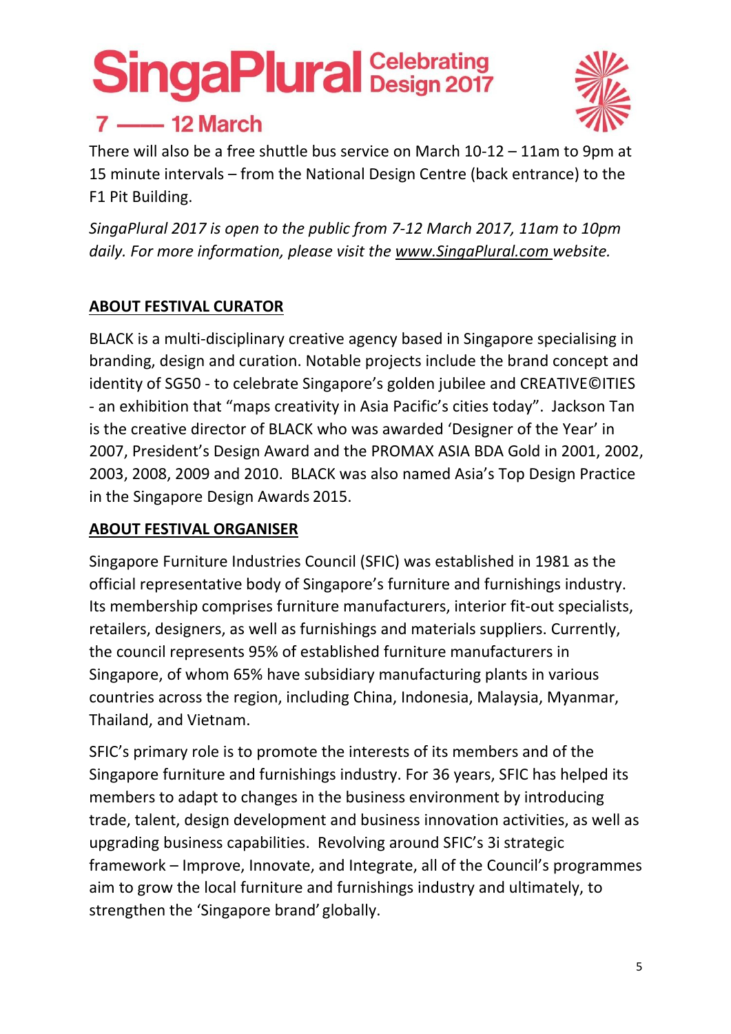There will also be a free shuttle bus service on March 10-12 – 11am to 9pm at 15 minute intervals – from the National Design Centre (back entrance) to the F1 Pit Building.

*SingaPlural 2017 is open to the public from 7-12 March 2017, 11am to 10pm daily. For more information, please visit the www.SingaPlural.com website.*

## ABOUT FESTIVAL CURATOR

BLACK is a multi-disciplinary creative agency based in Singapore specialising in branding, design and curation. Notable projects include the brand concept and identity of SG50 - to celebrate Singapore's golden jubilee and CREATIVE©ITIES - an exhibition that "maps creativity in Asia Pacific's cities today". Jackson Tan is the creative director of BLACK who was awarded 'Designer of the Year' in 2007, President's Design Award and the PROMAX ASIA BDA Gold in 2001, 2002, 2003, 2008, 2009 and 2010. BLACK was also named Asia's Top Design Practice in the Singapore Design Awards 2015.

## ABOUT FESTIVAL ORGANISER

Singapore Furniture Industries Council (SFIC) was established in 1981 as the official representative body of Singapore's furniture and furnishings industry. Its membership comprises furniture manufacturers, interior fit-out specialists, retailers, designers, as well as furnishings and materials suppliers. Currently, the council represents 95% of established furniture manufacturers in Singapore, of whom 65% have subsidiary manufacturing plants in various countries across the region, including China, Indonesia, Malaysia, Myanmar, Thailand, and Vietnam.

SFIC's primary role is to promote the interests of its members and of the Singapore furniture and furnishings industry. For 36 years, SFIC has helped its members to adapt to changes in the business environment by introducing trade, talent, design development and business innovation activities, as well as upgrading business capabilities. Revolving around SFIC's 3i strategic framework – Improve, Innovate, and Integrate, all of the Council's programmes aim to grow the local furniture and furnishings industry and ultimately, to strengthen the 'Singapore brand' globally.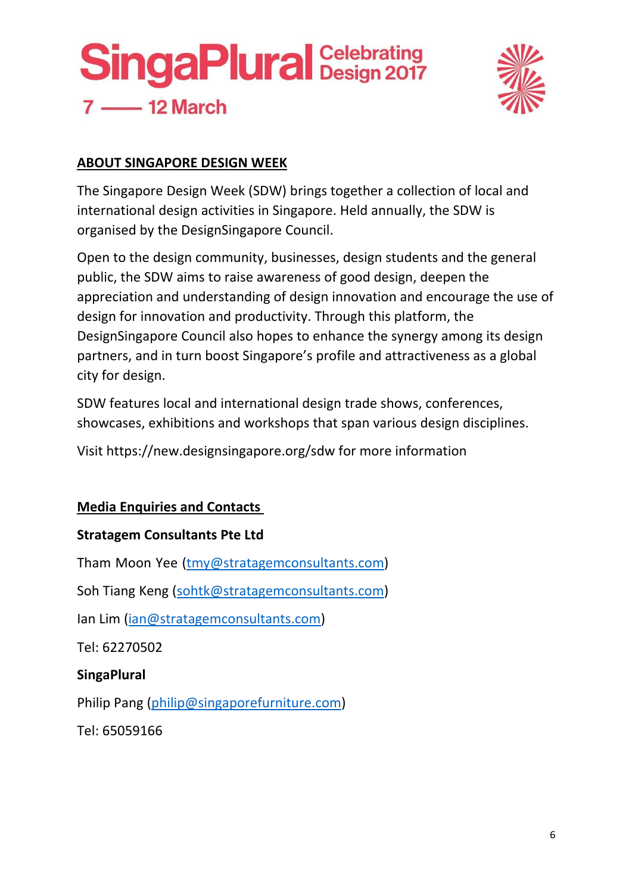SingaPlural Celebrating Design 2017

7 —— 12 March

## ABOUT SINGAPORE DESIGN WEEK

The Singapore Design Week (SDW) brings together a collection of local and international design activities in Singapore. Held annually, the SDW is organised by the DesignSingapore Council.

Open to the design community, businesses, design students and the general public, the SDW aims to raise awareness of good design, deepen the appreciation and understanding of design innovation and encourage the use of design for innovation and productivity. Through this platform, the DesignSingapore Council also hopes to enhance the synergy among its design partners, and in turn boost Singapore's profile and attractiveness as a global city for design.

SDW features local and international design trade shows, conferences, showcases, exhibitions and workshops that span various design disciplines.

Visit https://new.designsingapore.org/sdw for more information

## Media Enquiries and Contacts

**Stratagem Consultants Pte Ltd**

Tham Moon Yee (tmy@stratagemconsultants.com)

Soh Tiang Keng (sohtk@stratagemconsultants.com)

Ian Lim (ian@stratagemconsultants.com)

Tel: 62270502

**SingaPlural**

Philip Pang (philip@singaporefurniture.com)

Tel: 65059166